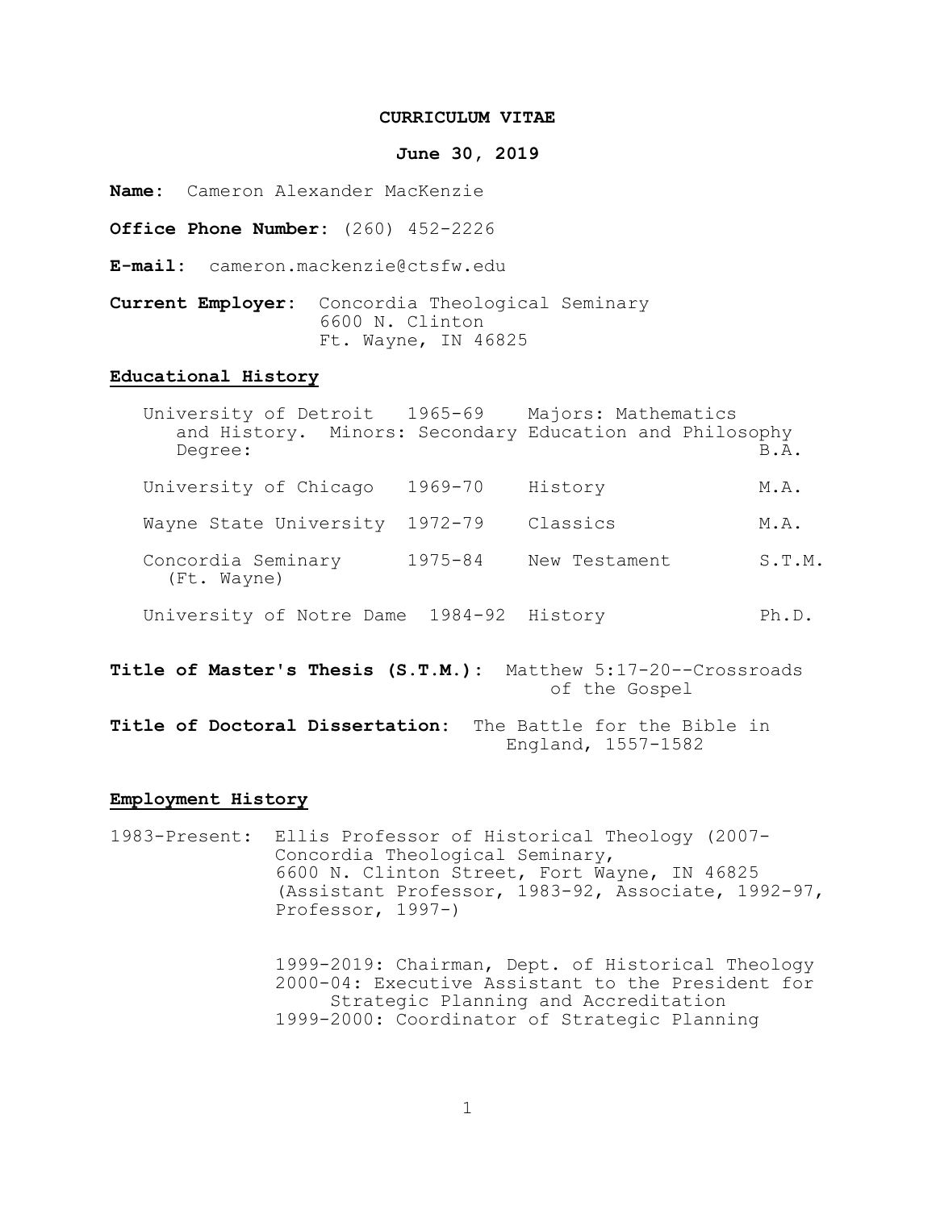**CURRICULUM VITAE**

**June 30, 2019**

**Name:** Cameron Alexander MacKenzie

**Office Phone Number:** (260) 452-2226

**E-mail:** cameron.mackenzie@ctsfw.edu

**Current Employer:** Concordia Theological Seminary
6600 N. Clinton
Ft. Wayne, IN 46825

## Educational History

| Institution | Years | Field | Degree |
|---|---|---|---|
| University of Detroit | 1965-69 | Majors: Mathematics and History. Minors: Secondary Education and Philosophy | B.A. |
| University of Chicago | 1969-70 | History | M.A. |
| Wayne State University | 1972-79 | Classics | M.A. |
| Concordia Seminary (Ft. Wayne) | 1975-84 | New Testament | S.T.M. |
| University of Notre Dame | 1984-92 | History | Ph.D. |

**Title of Master's Thesis (S.T.M.):** Matthew 5:17-20--Crossroads of the Gospel

**Title of Doctoral Dissertation:** The Battle for the Bible in England, 1557-1582

## Employment History

1983-Present: Ellis Professor of Historical Theology (2007-
Concordia Theological Seminary,
6600 N. Clinton Street, Fort Wayne, IN 46825
(Assistant Professor, 1983-92, Associate, 1992-97, Professor, 1997-)

1999-2019: Chairman, Dept. of Historical Theology
2000-04: Executive Assistant to the President for Strategic Planning and Accreditation
1999-2000: Coordinator of Strategic Planning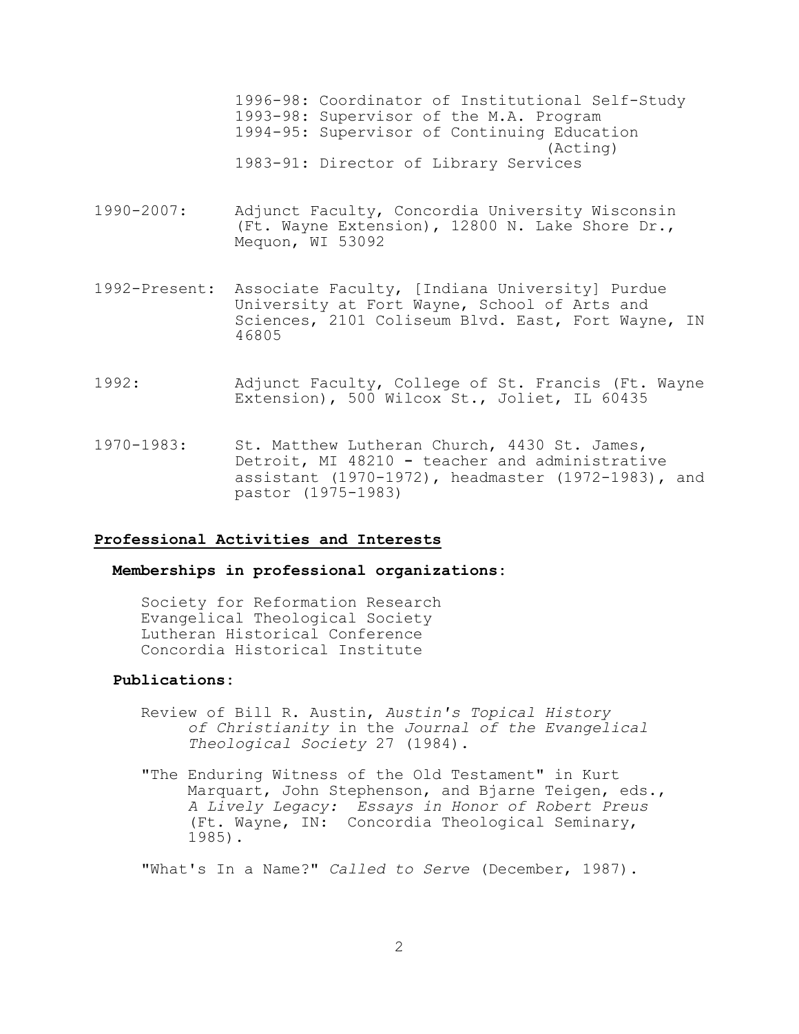1996-98: Coordinator of Institutional Self-Study
1993-98: Supervisor of the M.A. Program
1994-95: Supervisor of Continuing Education (Acting)
1983-91: Director of Library Services

1990-2007: Adjunct Faculty, Concordia University Wisconsin (Ft. Wayne Extension), 12800 N. Lake Shore Dr., Mequon, WI 53092

1992-Present: Associate Faculty, [Indiana University] Purdue University at Fort Wayne, School of Arts and Sciences, 2101 Coliseum Blvd. East, Fort Wayne, IN 46805

1992: Adjunct Faculty, College of St. Francis (Ft. Wayne Extension), 500 Wilcox St., Joliet, IL 60435

1970-1983: St. Matthew Lutheran Church, 4430 St. James, Detroit, MI 48210 - teacher and administrative assistant (1970-1972), headmaster (1972-1983), and pastor (1975-1983)

## Professional Activities and Interests

### Memberships in professional organizations:

Society for Reformation Research
Evangelical Theological Society
Lutheran Historical Conference
Concordia Historical Institute

### Publications:

Review of Bill R. Austin, *Austin's Topical History of Christianity* in the *Journal of the Evangelical Theological Society* 27 (1984).

"The Enduring Witness of the Old Testament" in Kurt Marquart, John Stephenson, and Bjarne Teigen, eds., *A Lively Legacy: Essays in Honor of Robert Preus* (Ft. Wayne, IN: Concordia Theological Seminary, 1985).

"What's In a Name?" *Called to Serve* (December, 1987).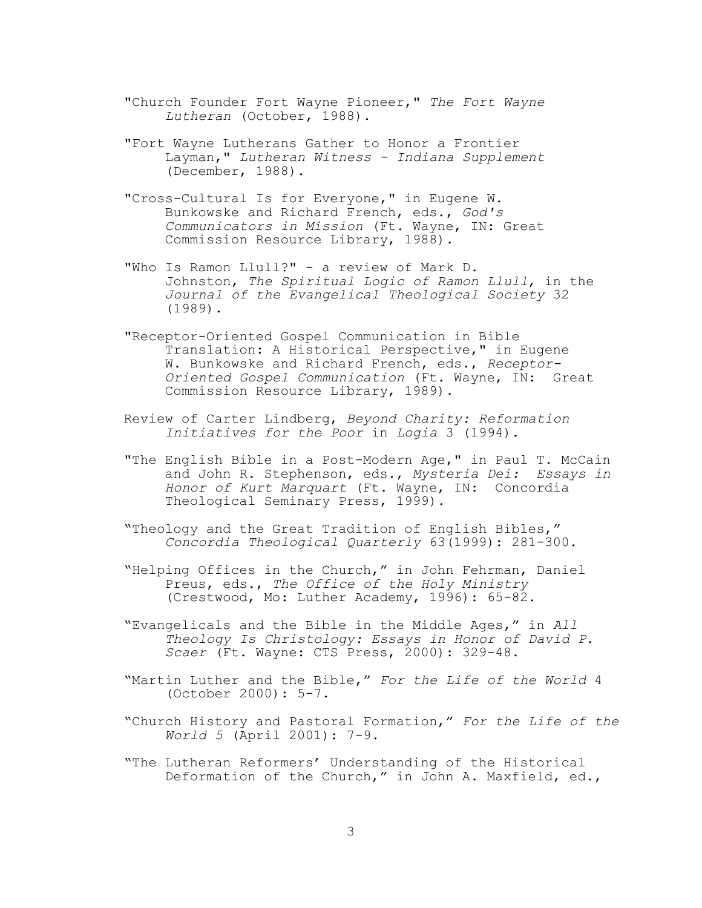"Church Founder Fort Wayne Pioneer," *The Fort Wayne Lutheran* (October, 1988).

"Fort Wayne Lutherans Gather to Honor a Frontier Layman," *Lutheran Witness - Indiana Supplement* (December, 1988).

"Cross-Cultural Is for Everyone," in Eugene W. Bunkowske and Richard French, eds., *God's Communicators in Mission* (Ft. Wayne, IN: Great Commission Resource Library, 1988).

"Who Is Ramon Llull?" - a review of Mark D. Johnston, *The Spiritual Logic of Ramon Llull*, in the *Journal of the Evangelical Theological Society* 32 (1989).

"Receptor-Oriented Gospel Communication in Bible Translation: A Historical Perspective," in Eugene W. Bunkowske and Richard French, eds., *Receptor-Oriented Gospel Communication* (Ft. Wayne, IN: Great Commission Resource Library, 1989).

Review of Carter Lindberg, *Beyond Charity: Reformation Initiatives for the Poor* in *Logia* 3 (1994).

"The English Bible in a Post-Modern Age," in Paul T. McCain and John R. Stephenson, eds., *Mysteria Dei: Essays in Honor of Kurt Marquart* (Ft. Wayne, IN: Concordia Theological Seminary Press, 1999).

"Theology and the Great Tradition of English Bibles," *Concordia Theological Quarterly* 63(1999): 281-300.

"Helping Offices in the Church," in John Fehrman, Daniel Preus, eds., *The Office of the Holy Ministry* (Crestwood, Mo: Luther Academy, 1996): 65-82.

"Evangelicals and the Bible in the Middle Ages," in *All Theology Is Christology: Essays in Honor of David P. Scaer* (Ft. Wayne: CTS Press, 2000): 329-48.

"Martin Luther and the Bible," *For the Life of the World* 4 (October 2000): 5-7.

"Church History and Pastoral Formation," *For the Life of the World 5* (April 2001): 7-9.

"The Lutheran Reformers' Understanding of the Historical Deformation of the Church," in John A. Maxfield, ed.,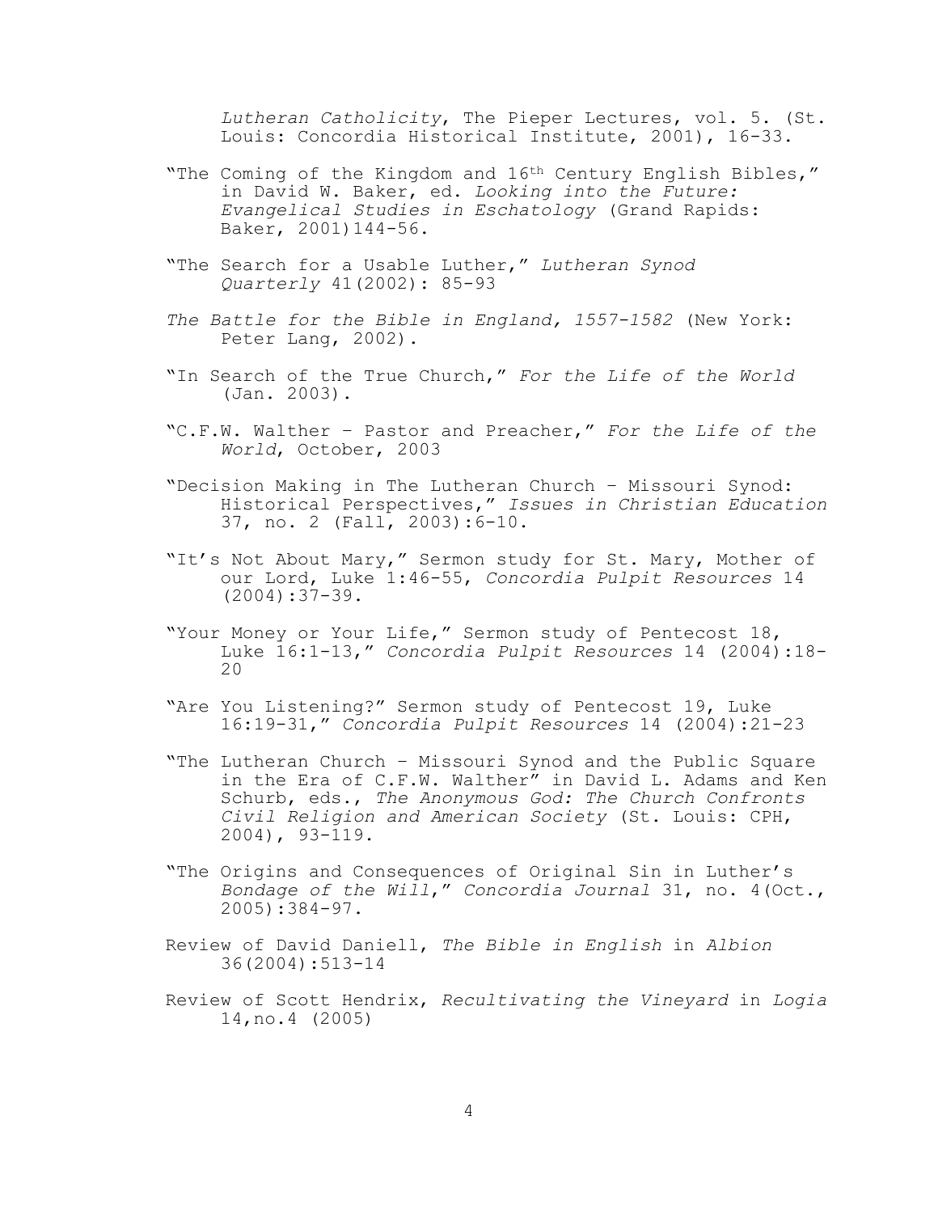*Lutheran Catholicity*, The Pieper Lectures, vol. 5. (St. Louis: Concordia Historical Institute, 2001), 16-33.

"The Coming of the Kingdom and 16th Century English Bibles," in David W. Baker, ed. *Looking into the Future: Evangelical Studies in Eschatology* (Grand Rapids: Baker, 2001)144-56.

"The Search for a Usable Luther," *Lutheran Synod Quarterly* 41(2002): 85-93

*The Battle for the Bible in England, 1557-1582* (New York: Peter Lang, 2002).

"In Search of the True Church," *For the Life of the World* (Jan. 2003).

"C.F.W. Walther – Pastor and Preacher," *For the Life of the World*, October, 2003

"Decision Making in The Lutheran Church – Missouri Synod: Historical Perspectives," *Issues in Christian Education* 37, no. 2 (Fall, 2003):6-10.

"It's Not About Mary," Sermon study for St. Mary, Mother of our Lord, Luke 1:46-55, *Concordia Pulpit Resources* 14 (2004):37-39.

"Your Money or Your Life," Sermon study of Pentecost 18, Luke 16:1-13," *Concordia Pulpit Resources* 14 (2004):18-20

"Are You Listening?" Sermon study of Pentecost 19, Luke 16:19-31," *Concordia Pulpit Resources* 14 (2004):21-23

"The Lutheran Church – Missouri Synod and the Public Square in the Era of C.F.W. Walther" in David L. Adams and Ken Schurb, eds., *The Anonymous God: The Church Confronts Civil Religion and American Society* (St. Louis: CPH, 2004), 93-119.

"The Origins and Consequences of Original Sin in Luther's *Bondage of the Will*," *Concordia Journal* 31, no. 4(Oct., 2005):384-97.

Review of David Daniell, *The Bible in English* in *Albion* 36(2004):513-14

Review of Scott Hendrix, *Recultivating the Vineyard* in *Logia* 14,no.4 (2005)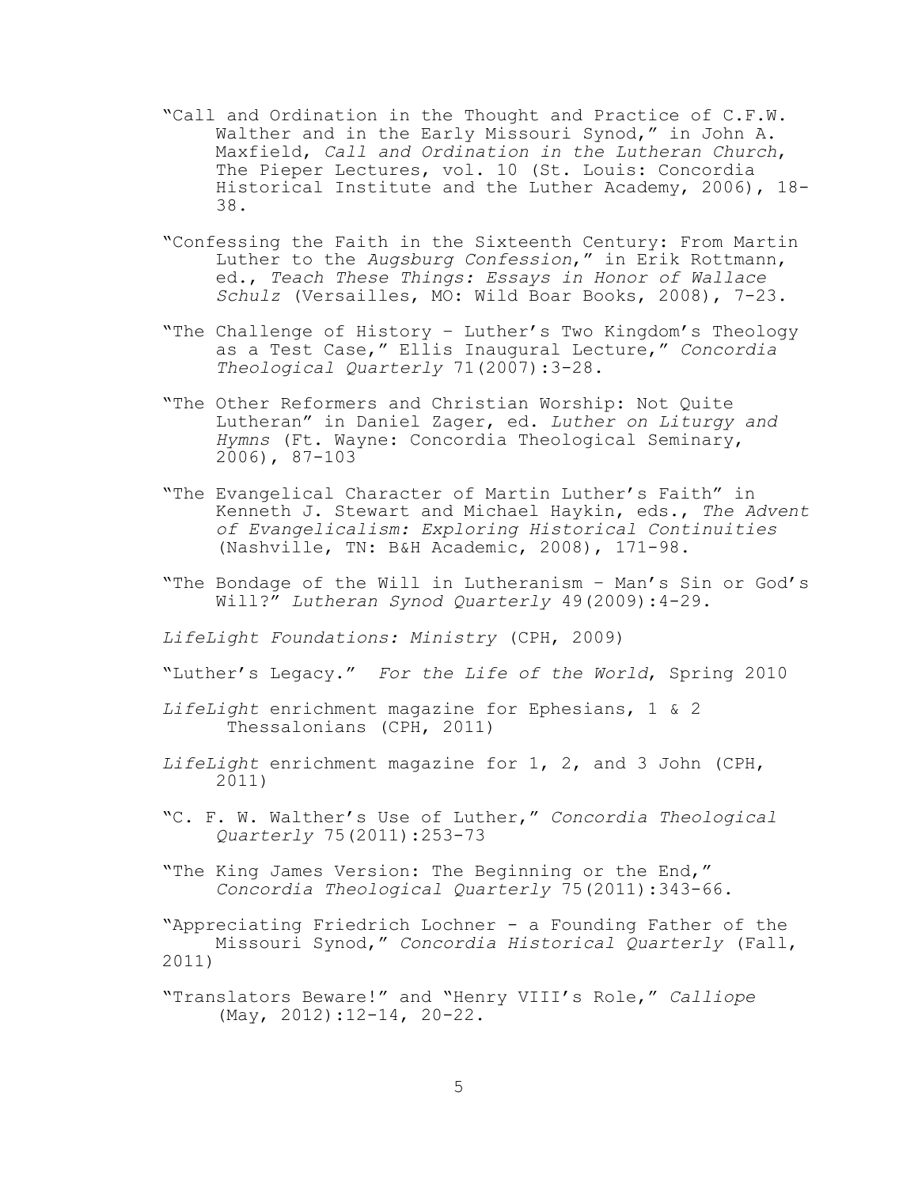"Call and Ordination in the Thought and Practice of C.F.W. Walther and in the Early Missouri Synod," in John A. Maxfield, *Call and Ordination in the Lutheran Church*, The Pieper Lectures, vol. 10 (St. Louis: Concordia Historical Institute and the Luther Academy, 2006), 18-38.

"Confessing the Faith in the Sixteenth Century: From Martin Luther to the *Augsburg Confession*," in Erik Rottmann, ed., *Teach These Things: Essays in Honor of Wallace Schulz* (Versailles, MO: Wild Boar Books, 2008), 7-23.

"The Challenge of History – Luther's Two Kingdom's Theology as a Test Case," Ellis Inaugural Lecture," *Concordia Theological Quarterly* 71(2007):3-28.

"The Other Reformers and Christian Worship: Not Quite Lutheran" in Daniel Zager, ed. *Luther on Liturgy and Hymns* (Ft. Wayne: Concordia Theological Seminary, 2006), 87-103

"The Evangelical Character of Martin Luther's Faith" in Kenneth J. Stewart and Michael Haykin, eds., *The Advent of Evangelicalism: Exploring Historical Continuities* (Nashville, TN: B&H Academic, 2008), 171-98.

"The Bondage of the Will in Lutheranism – Man's Sin or God's Will?" *Lutheran Synod Quarterly* 49(2009):4-29.

*LifeLight Foundations: Ministry* (CPH, 2009)

"Luther's Legacy." *For the Life of the World*, Spring 2010

*LifeLight* enrichment magazine for Ephesians, 1 & 2 Thessalonians (CPH, 2011)

*LifeLight* enrichment magazine for 1, 2, and 3 John (CPH, 2011)

"C. F. W. Walther's Use of Luther," *Concordia Theological Quarterly* 75(2011):253-73

"The King James Version: The Beginning or the End," *Concordia Theological Quarterly* 75(2011):343-66.

"Appreciating Friedrich Lochner - a Founding Father of the Missouri Synod," *Concordia Historical Quarterly* (Fall, 2011)

"Translators Beware!" and "Henry VIII's Role," *Calliope* (May, 2012):12-14, 20-22.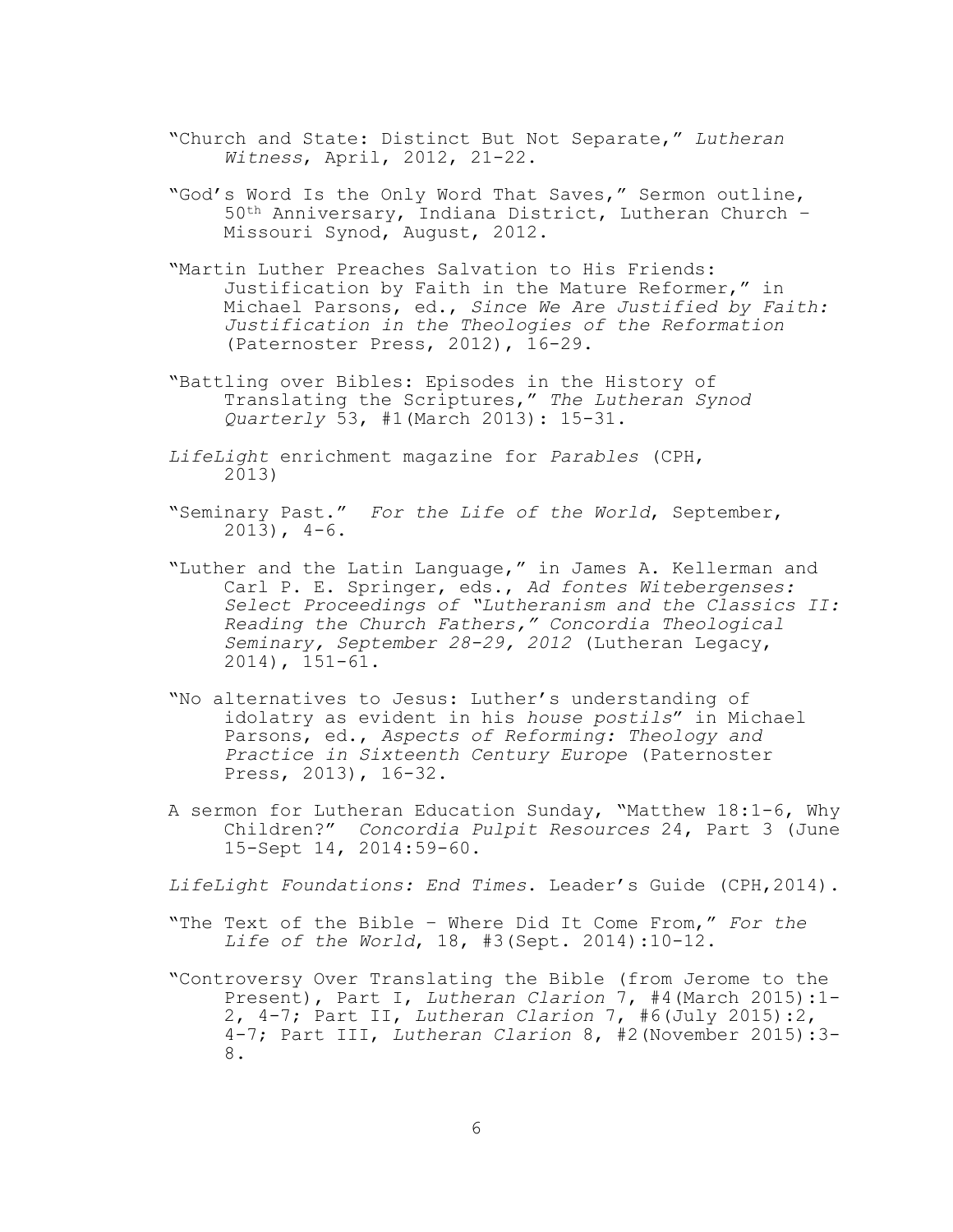"Church and State: Distinct But Not Separate," *Lutheran Witness*, April, 2012, 21-22.

"God's Word Is the Only Word That Saves," Sermon outline, 50th Anniversary, Indiana District, Lutheran Church – Missouri Synod, August, 2012.

"Martin Luther Preaches Salvation to His Friends: Justification by Faith in the Mature Reformer," in Michael Parsons, ed., *Since We Are Justified by Faith: Justification in the Theologies of the Reformation* (Paternoster Press, 2012), 16-29.

"Battling over Bibles: Episodes in the History of Translating the Scriptures," *The Lutheran Synod Quarterly* 53, #1(March 2013): 15-31.

*LifeLight* enrichment magazine for *Parables* (CPH, 2013)

"Seminary Past." *For the Life of the World*, September, 2013), 4-6.

"Luther and the Latin Language," in James A. Kellerman and Carl P. E. Springer, eds., *Ad fontes Witebergenses: Select Proceedings of "Lutheranism and the Classics II: Reading the Church Fathers," Concordia Theological Seminary, September 28-29, 2012* (Lutheran Legacy, 2014), 151-61.

"No alternatives to Jesus: Luther's understanding of idolatry as evident in his *house postils*" in Michael Parsons, ed., *Aspects of Reforming: Theology and Practice in Sixteenth Century Europe* (Paternoster Press, 2013), 16-32.

A sermon for Lutheran Education Sunday, "Matthew 18:1-6, Why Children?" *Concordia Pulpit Resources* 24, Part 3 (June 15-Sept 14, 2014:59-60.

*LifeLight Foundations: End Times*. Leader's Guide (CPH,2014).

"The Text of the Bible – Where Did It Come From," *For the Life of the World*, 18, #3(Sept. 2014):10-12.

"Controversy Over Translating the Bible (from Jerome to the Present), Part I, *Lutheran Clarion* 7, #4(March 2015):1-2, 4-7; Part II, *Lutheran Clarion* 7, #6(July 2015):2, 4-7; Part III, *Lutheran Clarion* 8, #2(November 2015):3-8.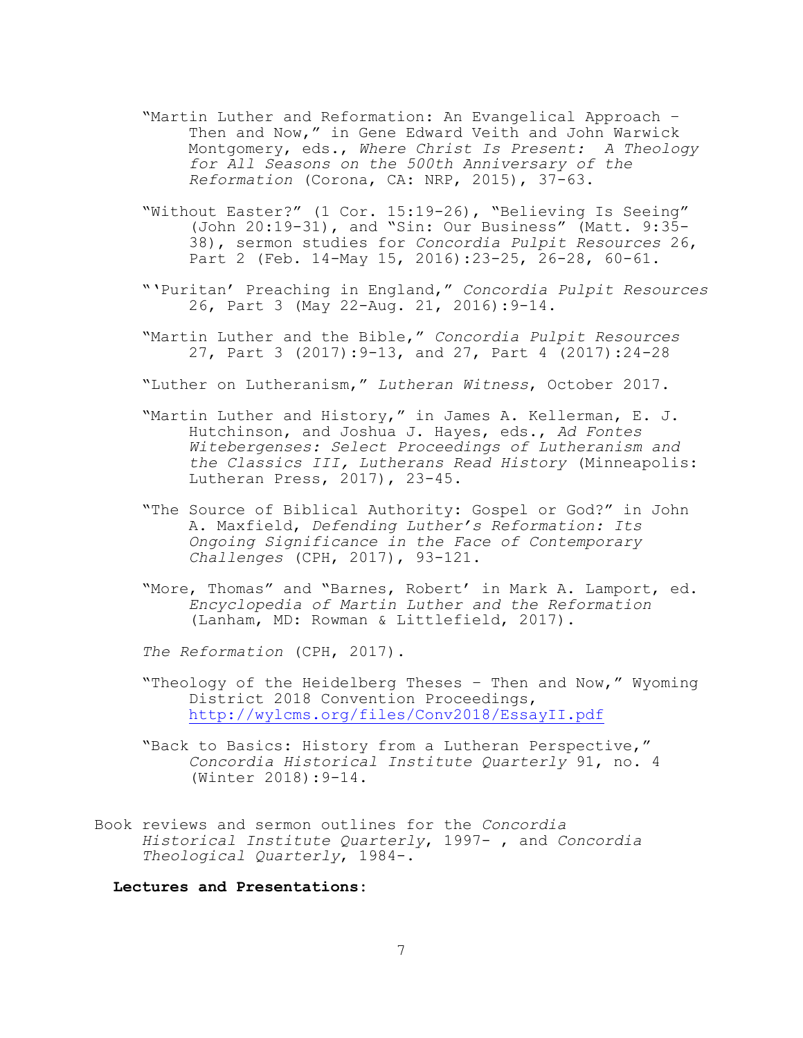"Martin Luther and Reformation: An Evangelical Approach – Then and Now," in Gene Edward Veith and John Warwick Montgomery, eds., *Where Christ Is Present: A Theology for All Seasons on the 500th Anniversary of the Reformation* (Corona, CA: NRP, 2015), 37-63.

"Without Easter?" (1 Cor. 15:19-26), "Believing Is Seeing" (John 20:19-31), and "Sin: Our Business" (Matt. 9:35-38), sermon studies for *Concordia Pulpit Resources* 26, Part 2 (Feb. 14-May 15, 2016):23-25, 26-28, 60-61.

"'Puritan' Preaching in England," *Concordia Pulpit Resources* 26, Part 3 (May 22-Aug. 21, 2016):9-14.

"Martin Luther and the Bible," *Concordia Pulpit Resources* 27, Part 3 (2017):9-13, and 27, Part 4 (2017):24-28

"Luther on Lutheranism," *Lutheran Witness*, October 2017.

"Martin Luther and History," in James A. Kellerman, E. J. Hutchinson, and Joshua J. Hayes, eds., *Ad Fontes Witebergenses: Select Proceedings of Lutheranism and the Classics III, Lutherans Read History* (Minneapolis: Lutheran Press, 2017), 23-45.

"The Source of Biblical Authority: Gospel or God?" in John A. Maxfield, *Defending Luther's Reformation: Its Ongoing Significance in the Face of Contemporary Challenges* (CPH, 2017), 93-121.

"More, Thomas" and "Barnes, Robert' in Mark A. Lamport, ed. *Encyclopedia of Martin Luther and the Reformation* (Lanham, MD: Rowman & Littlefield, 2017).

*The Reformation* (CPH, 2017).

"Theology of the Heidelberg Theses – Then and Now," Wyoming District 2018 Convention Proceedings, http://wylcms.org/files/Conv2018/EssayII.pdf

"Back to Basics: History from a Lutheran Perspective," *Concordia Historical Institute Quarterly* 91, no. 4 (Winter 2018):9-14.

Book reviews and sermon outlines for the *Concordia Historical Institute Quarterly*, 1997- , and *Concordia Theological Quarterly*, 1984-.

**Lectures and Presentations:**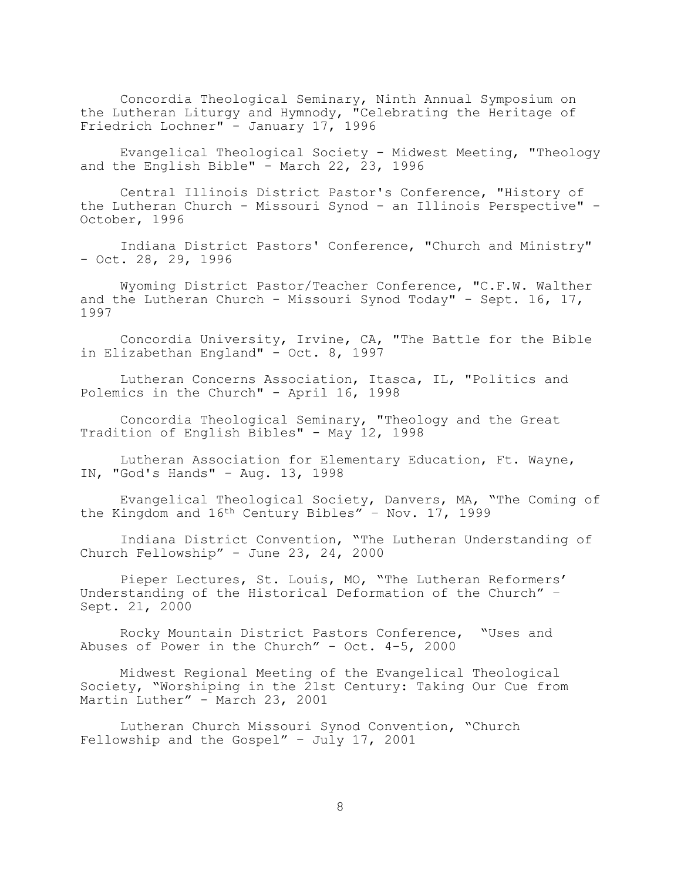Concordia Theological Seminary, Ninth Annual Symposium on the Lutheran Liturgy and Hymnody, "Celebrating the Heritage of Friedrich Lochner" - January 17, 1996

Evangelical Theological Society - Midwest Meeting, "Theology and the English Bible" - March 22, 23, 1996

Central Illinois District Pastor's Conference, "History of the Lutheran Church - Missouri Synod - an Illinois Perspective" - October, 1996

Indiana District Pastors' Conference, "Church and Ministry" - Oct. 28, 29, 1996

Wyoming District Pastor/Teacher Conference, "C.F.W. Walther and the Lutheran Church - Missouri Synod Today" - Sept. 16, 17, 1997

Concordia University, Irvine, CA, "The Battle for the Bible in Elizabethan England" - Oct. 8, 1997

Lutheran Concerns Association, Itasca, IL, "Politics and Polemics in the Church" - April 16, 1998

Concordia Theological Seminary, "Theology and the Great Tradition of English Bibles" - May 12, 1998

Lutheran Association for Elementary Education, Ft. Wayne, IN, "God's Hands" - Aug. 13, 1998

Evangelical Theological Society, Danvers, MA, "The Coming of the Kingdom and 16th Century Bibles" – Nov. 17, 1999

Indiana District Convention, "The Lutheran Understanding of Church Fellowship" - June 23, 24, 2000

Pieper Lectures, St. Louis, MO, "The Lutheran Reformers' Understanding of the Historical Deformation of the Church" – Sept. 21, 2000

Rocky Mountain District Pastors Conference, "Uses and Abuses of Power in the Church" - Oct. 4-5, 2000

Midwest Regional Meeting of the Evangelical Theological Society, "Worshiping in the 21st Century: Taking Our Cue from Martin Luther" - March 23, 2001

Lutheran Church Missouri Synod Convention, "Church Fellowship and the Gospel" – July 17, 2001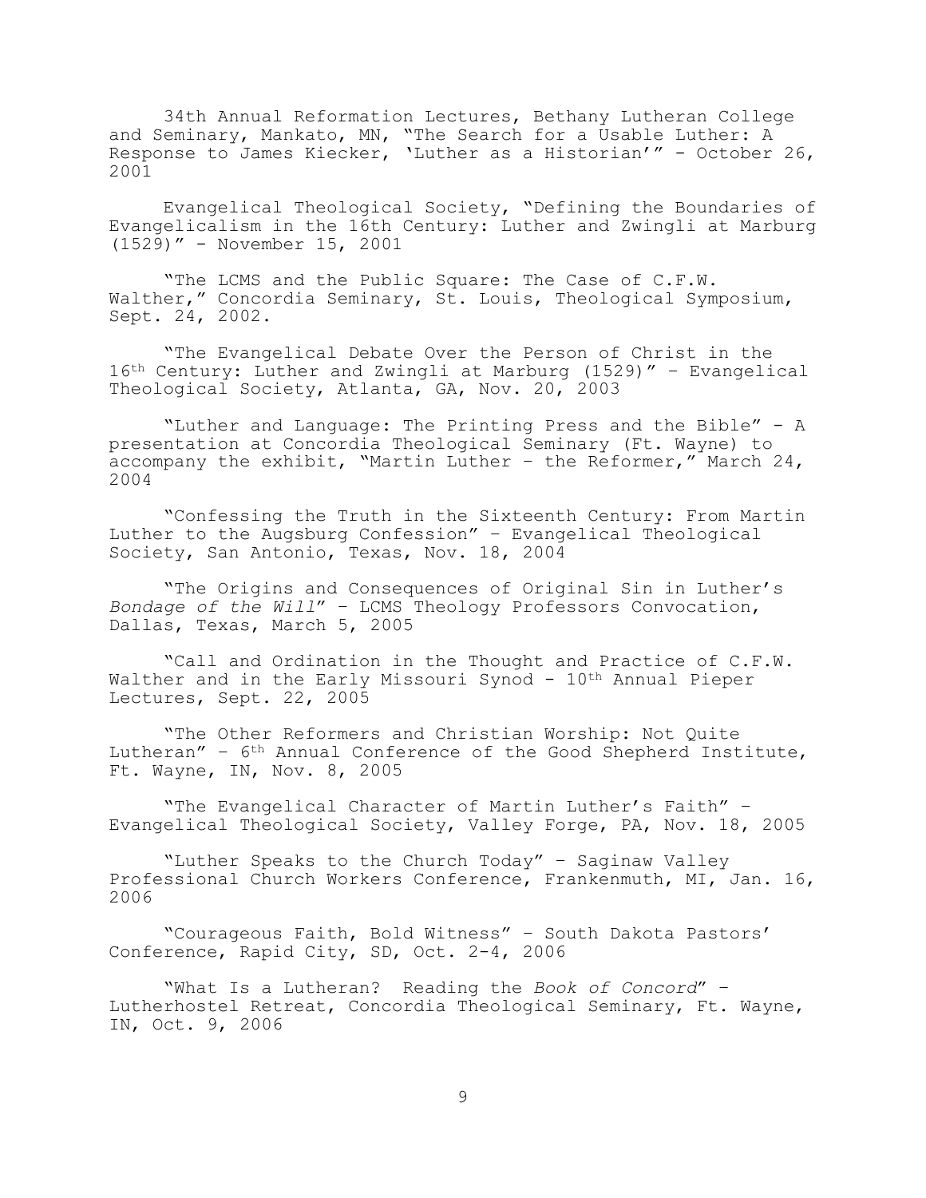34th Annual Reformation Lectures, Bethany Lutheran College and Seminary, Mankato, MN, "The Search for a Usable Luther: A Response to James Kiecker, 'Luther as a Historian'" - October 26, 2001

Evangelical Theological Society, "Defining the Boundaries of Evangelicalism in the 16th Century: Luther and Zwingli at Marburg (1529)" - November 15, 2001

"The LCMS and the Public Square: The Case of C.F.W. Walther," Concordia Seminary, St. Louis, Theological Symposium, Sept. 24, 2002.

"The Evangelical Debate Over the Person of Christ in the 16th Century: Luther and Zwingli at Marburg (1529)" – Evangelical Theological Society, Atlanta, GA, Nov. 20, 2003

"Luther and Language: The Printing Press and the Bible" - A presentation at Concordia Theological Seminary (Ft. Wayne) to accompany the exhibit, "Martin Luther – the Reformer," March 24, 2004

"Confessing the Truth in the Sixteenth Century: From Martin Luther to the Augsburg Confession" – Evangelical Theological Society, San Antonio, Texas, Nov. 18, 2004

"The Origins and Consequences of Original Sin in Luther's *Bondage of the Will*" – LCMS Theology Professors Convocation, Dallas, Texas, March 5, 2005

"Call and Ordination in the Thought and Practice of C.F.W. Walther and in the Early Missouri Synod - 10th Annual Pieper Lectures, Sept. 22, 2005

"The Other Reformers and Christian Worship: Not Quite Lutheran" – 6th Annual Conference of the Good Shepherd Institute, Ft. Wayne, IN, Nov. 8, 2005

"The Evangelical Character of Martin Luther's Faith" – Evangelical Theological Society, Valley Forge, PA, Nov. 18, 2005

"Luther Speaks to the Church Today" – Saginaw Valley Professional Church Workers Conference, Frankenmuth, MI, Jan. 16, 2006

"Courageous Faith, Bold Witness" – South Dakota Pastors' Conference, Rapid City, SD, Oct. 2-4, 2006

"What Is a Lutheran? Reading the *Book of Concord*" – Lutherhostel Retreat, Concordia Theological Seminary, Ft. Wayne, IN, Oct. 9, 2006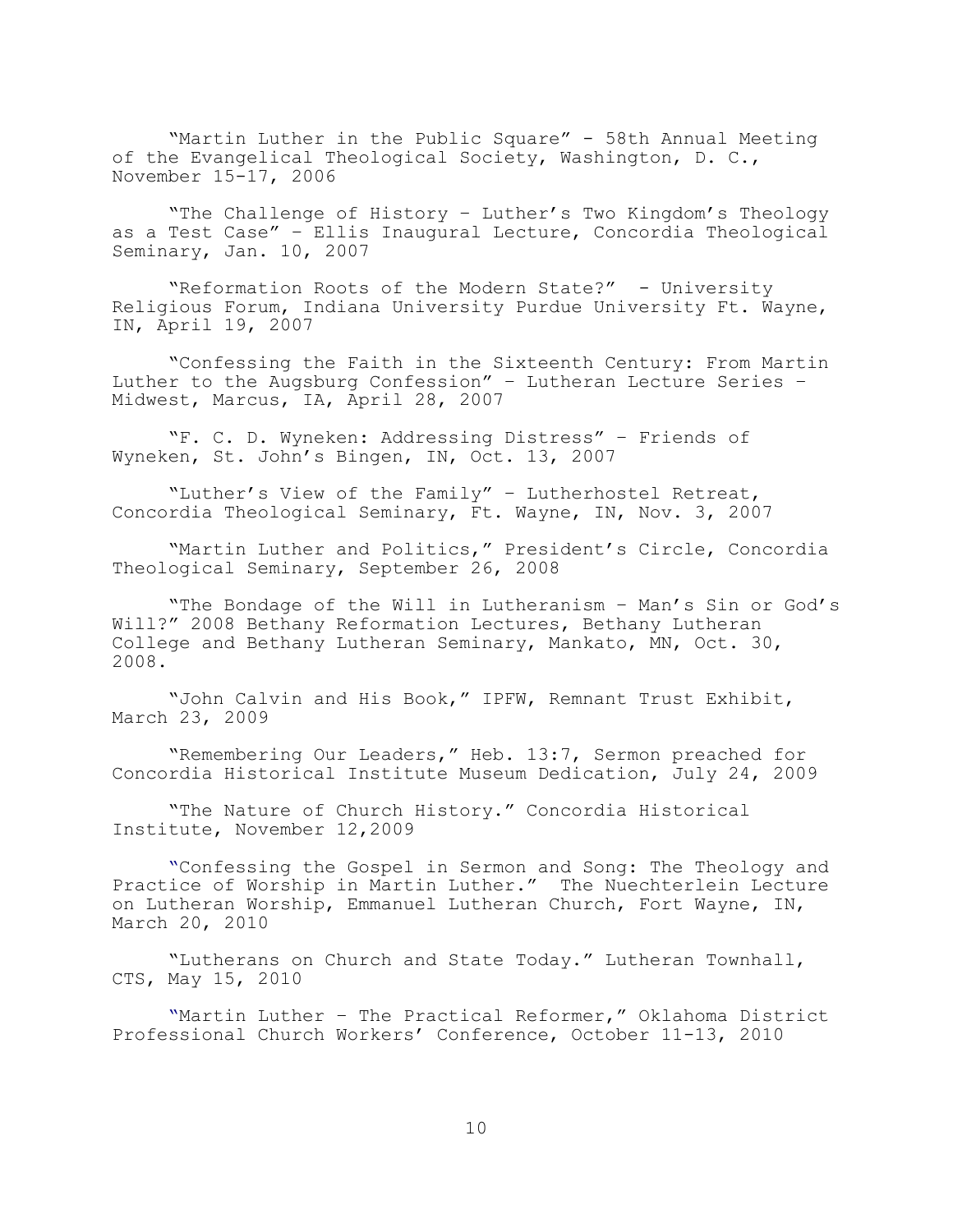"Martin Luther in the Public Square" - 58th Annual Meeting of the Evangelical Theological Society, Washington, D. C., November 15-17, 2006

"The Challenge of History – Luther's Two Kingdom's Theology as a Test Case" – Ellis Inaugural Lecture, Concordia Theological Seminary, Jan. 10, 2007

"Reformation Roots of the Modern State?" - University Religious Forum, Indiana University Purdue University Ft. Wayne, IN, April 19, 2007

"Confessing the Faith in the Sixteenth Century: From Martin Luther to the Augsburg Confession" – Lutheran Lecture Series – Midwest, Marcus, IA, April 28, 2007

"F. C. D. Wyneken: Addressing Distress" – Friends of Wyneken, St. John's Bingen, IN, Oct. 13, 2007

"Luther's View of the Family" – Lutherhostel Retreat, Concordia Theological Seminary, Ft. Wayne, IN, Nov. 3, 2007

"Martin Luther and Politics," President's Circle, Concordia Theological Seminary, September 26, 2008

"The Bondage of the Will in Lutheranism – Man's Sin or God's Will?" 2008 Bethany Reformation Lectures, Bethany Lutheran College and Bethany Lutheran Seminary, Mankato, MN, Oct. 30, 2008.

"John Calvin and His Book," IPFW, Remnant Trust Exhibit, March 23, 2009

"Remembering Our Leaders," Heb. 13:7, Sermon preached for Concordia Historical Institute Museum Dedication, July 24, 2009

"The Nature of Church History." Concordia Historical Institute, November 12,2009

"Confessing the Gospel in Sermon and Song: The Theology and Practice of Worship in Martin Luther." The Nuechterlein Lecture on Lutheran Worship, Emmanuel Lutheran Church, Fort Wayne, IN, March 20, 2010

"Lutherans on Church and State Today." Lutheran Townhall, CTS, May 15, 2010

"Martin Luther – The Practical Reformer," Oklahoma District Professional Church Workers' Conference, October 11-13, 2010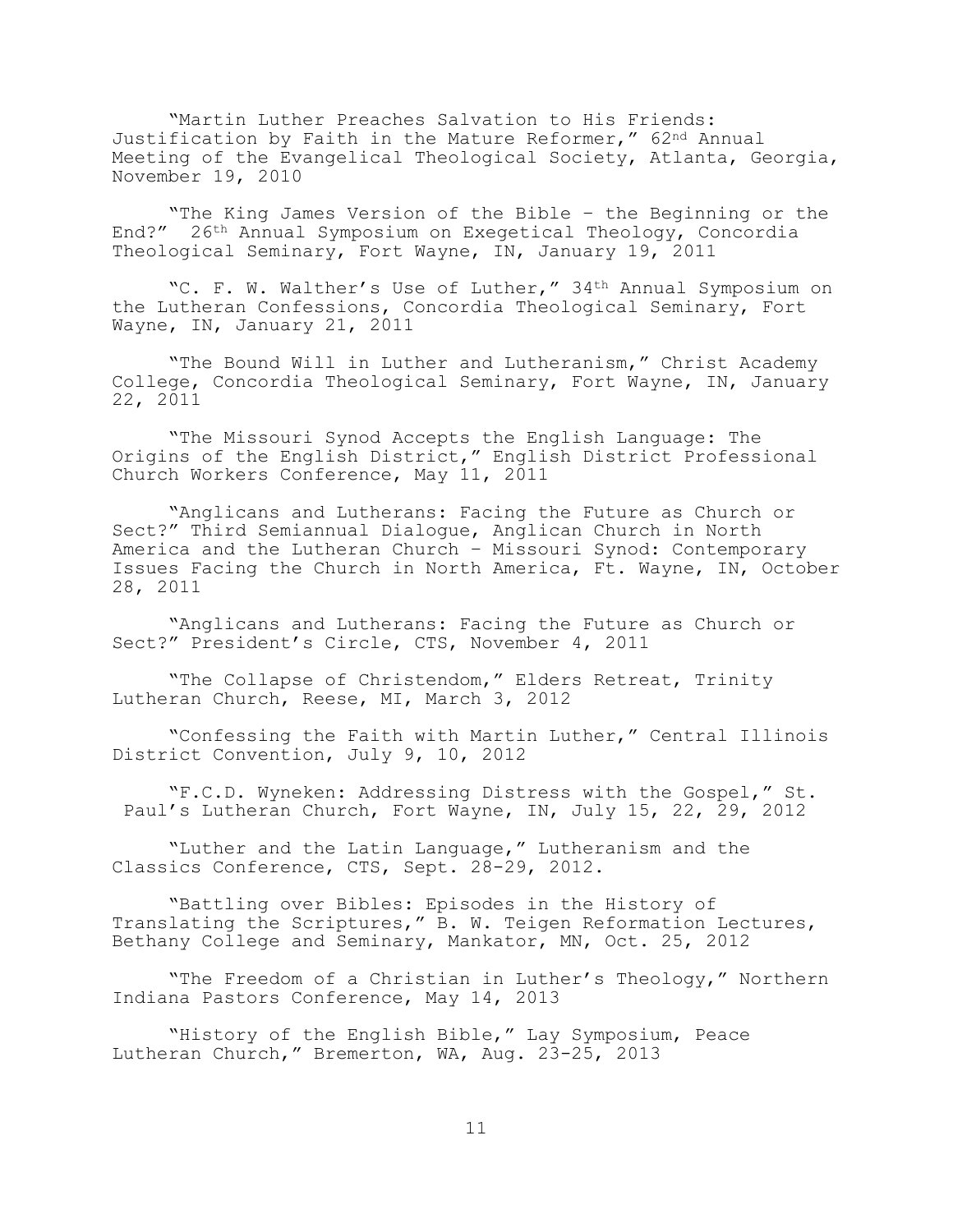"Martin Luther Preaches Salvation to His Friends: Justification by Faith in the Mature Reformer," 62nd Annual Meeting of the Evangelical Theological Society, Atlanta, Georgia, November 19, 2010

"The King James Version of the Bible – the Beginning or the End?" 26th Annual Symposium on Exegetical Theology, Concordia Theological Seminary, Fort Wayne, IN, January 19, 2011

"C. F. W. Walther's Use of Luther," 34th Annual Symposium on the Lutheran Confessions, Concordia Theological Seminary, Fort Wayne, IN, January 21, 2011

"The Bound Will in Luther and Lutheranism," Christ Academy College, Concordia Theological Seminary, Fort Wayne, IN, January 22, 2011

"The Missouri Synod Accepts the English Language: The Origins of the English District," English District Professional Church Workers Conference, May 11, 2011

"Anglicans and Lutherans: Facing the Future as Church or Sect?" Third Semiannual Dialogue, Anglican Church in North America and the Lutheran Church – Missouri Synod: Contemporary Issues Facing the Church in North America, Ft. Wayne, IN, October 28, 2011

"Anglicans and Lutherans: Facing the Future as Church or Sect?" President's Circle, CTS, November 4, 2011

"The Collapse of Christendom," Elders Retreat, Trinity Lutheran Church, Reese, MI, March 3, 2012

"Confessing the Faith with Martin Luther," Central Illinois District Convention, July 9, 10, 2012

"F.C.D. Wyneken: Addressing Distress with the Gospel," St. Paul's Lutheran Church, Fort Wayne, IN, July 15, 22, 29, 2012

"Luther and the Latin Language," Lutheranism and the Classics Conference, CTS, Sept. 28-29, 2012.

"Battling over Bibles: Episodes in the History of Translating the Scriptures," B. W. Teigen Reformation Lectures, Bethany College and Seminary, Mankator, MN, Oct. 25, 2012

"The Freedom of a Christian in Luther's Theology," Northern Indiana Pastors Conference, May 14, 2013

"History of the English Bible," Lay Symposium, Peace Lutheran Church," Bremerton, WA, Aug. 23-25, 2013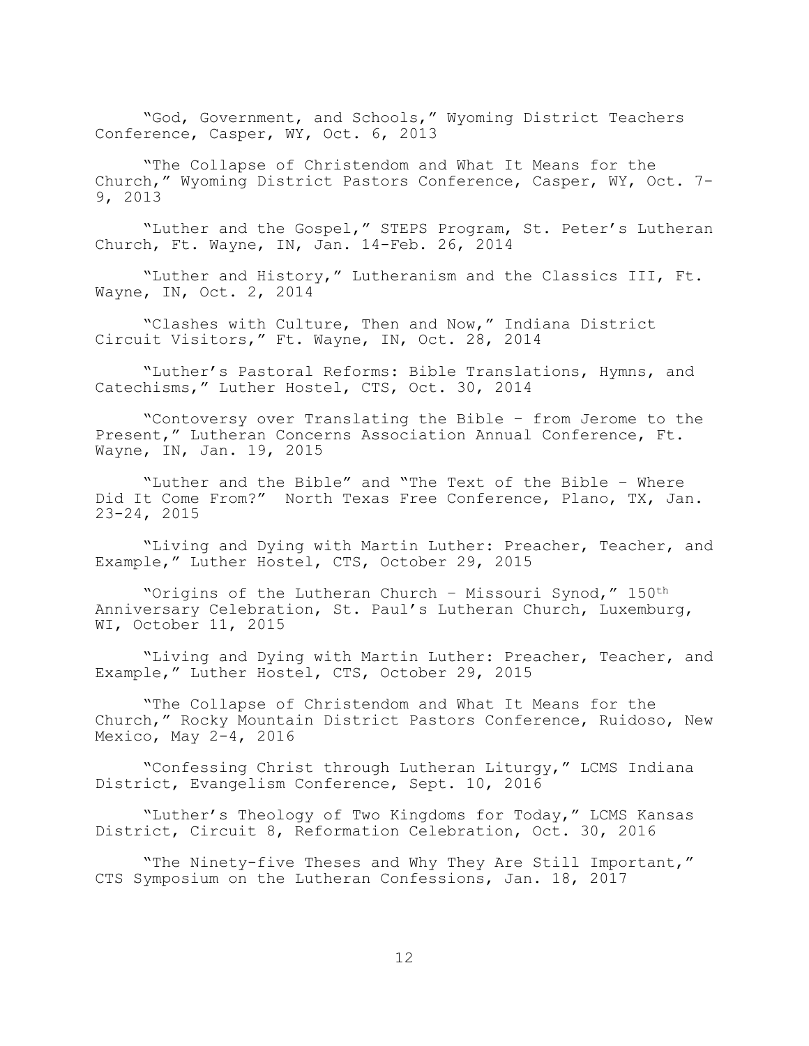"God, Government, and Schools," Wyoming District Teachers Conference, Casper, WY, Oct. 6, 2013

"The Collapse of Christendom and What It Means for the Church," Wyoming District Pastors Conference, Casper, WY, Oct. 7-9, 2013

"Luther and the Gospel," STEPS Program, St. Peter's Lutheran Church, Ft. Wayne, IN, Jan. 14-Feb. 26, 2014

"Luther and History," Lutheranism and the Classics III, Ft. Wayne, IN, Oct. 2, 2014

"Clashes with Culture, Then and Now," Indiana District Circuit Visitors," Ft. Wayne, IN, Oct. 28, 2014

"Luther's Pastoral Reforms: Bible Translations, Hymns, and Catechisms," Luther Hostel, CTS, Oct. 30, 2014

"Contoversy over Translating the Bible – from Jerome to the Present," Lutheran Concerns Association Annual Conference, Ft. Wayne, IN, Jan. 19, 2015

"Luther and the Bible" and "The Text of the Bible – Where Did It Come From?" North Texas Free Conference, Plano, TX, Jan. 23-24, 2015

"Living and Dying with Martin Luther: Preacher, Teacher, and Example," Luther Hostel, CTS, October 29, 2015

"Origins of the Lutheran Church – Missouri Synod," 150th Anniversary Celebration, St. Paul's Lutheran Church, Luxemburg, WI, October 11, 2015

"Living and Dying with Martin Luther: Preacher, Teacher, and Example," Luther Hostel, CTS, October 29, 2015

"The Collapse of Christendom and What It Means for the Church," Rocky Mountain District Pastors Conference, Ruidoso, New Mexico, May 2-4, 2016

"Confessing Christ through Lutheran Liturgy," LCMS Indiana District, Evangelism Conference, Sept. 10, 2016

"Luther's Theology of Two Kingdoms for Today," LCMS Kansas District, Circuit 8, Reformation Celebration, Oct. 30, 2016

"The Ninety-five Theses and Why They Are Still Important," CTS Symposium on the Lutheran Confessions, Jan. 18, 2017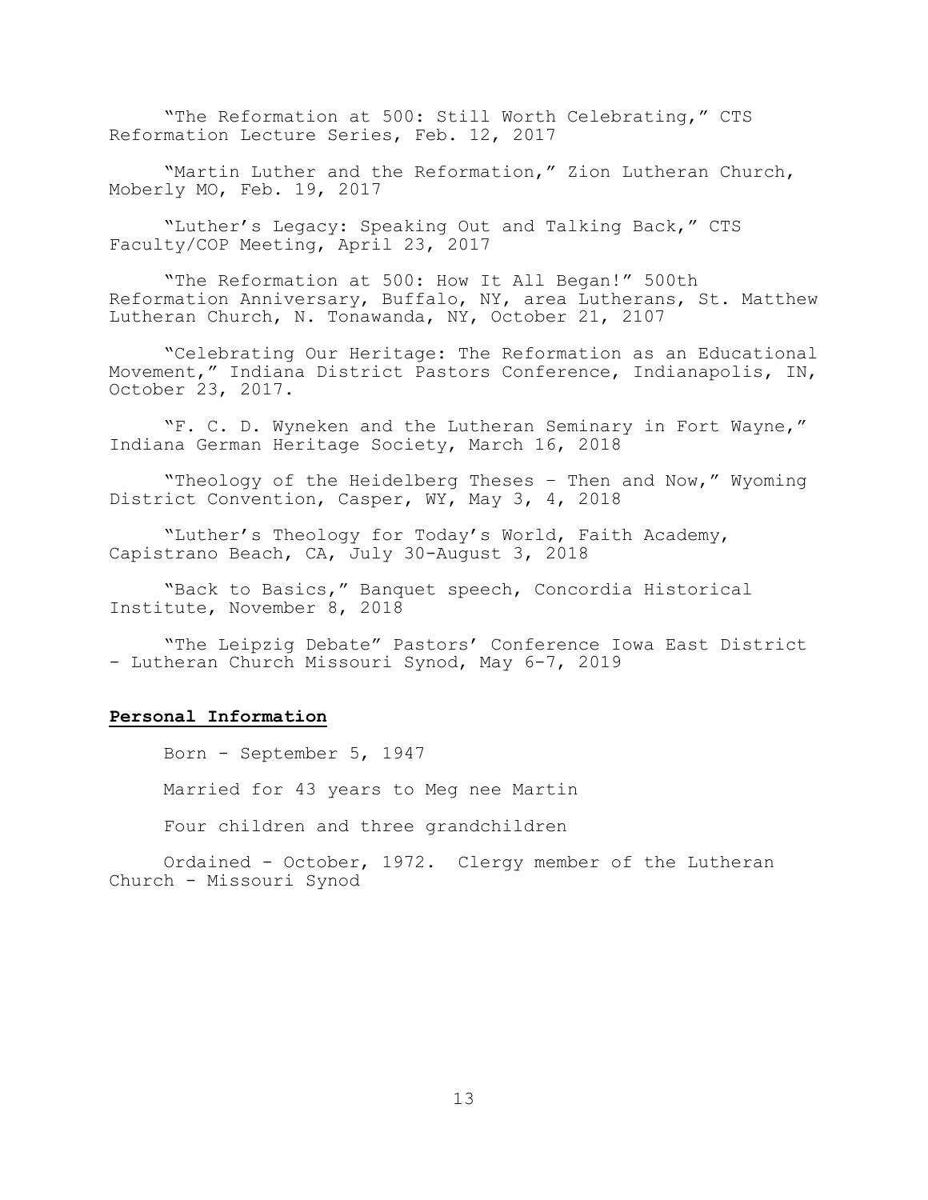"The Reformation at 500: Still Worth Celebrating," CTS Reformation Lecture Series, Feb. 12, 2017

"Martin Luther and the Reformation," Zion Lutheran Church, Moberly MO, Feb. 19, 2017

"Luther's Legacy: Speaking Out and Talking Back," CTS Faculty/COP Meeting, April 23, 2017

"The Reformation at 500: How It All Began!" 500th Reformation Anniversary, Buffalo, NY, area Lutherans, St. Matthew Lutheran Church, N. Tonawanda, NY, October 21, 2107

"Celebrating Our Heritage: The Reformation as an Educational Movement," Indiana District Pastors Conference, Indianapolis, IN, October 23, 2017.

"F. C. D. Wyneken and the Lutheran Seminary in Fort Wayne," Indiana German Heritage Society, March 16, 2018

"Theology of the Heidelberg Theses – Then and Now," Wyoming District Convention, Casper, WY, May 3, 4, 2018

"Luther's Theology for Today's World, Faith Academy, Capistrano Beach, CA, July 30-August 3, 2018

"Back to Basics," Banquet speech, Concordia Historical Institute, November 8, 2018

"The Leipzig Debate" Pastors' Conference Iowa East District - Lutheran Church Missouri Synod, May 6-7, 2019

## Personal Information

Born - September 5, 1947

Married for 43 years to Meg nee Martin

Four children and three grandchildren

Ordained - October, 1972. Clergy member of the Lutheran Church - Missouri Synod